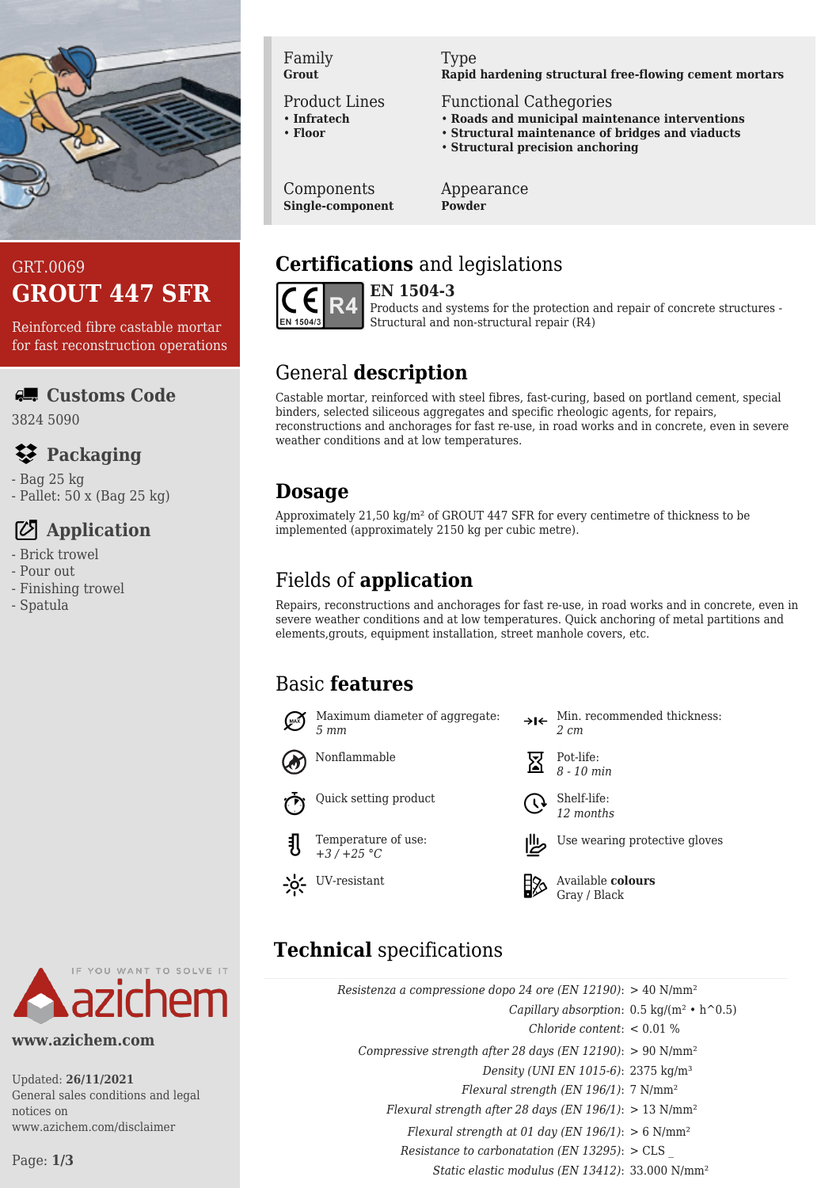GRT.0069

# GROUT 447 SFR

Reinforced fibre castable mortar for fast reconstruction operations

## Customs Code

3824 5090

## Packaging

- Bag 25 kg
- Pallet: 50 x (Bag 25 kg)

## Application

- Brick trowel
- Pour out
- Finishing trowel
- Spatula

www.azichem.com

Updated: **26/11/2021**
General sales conditions and legal notices on www.azichem.com/disclaimer

| Family | Type |
|---|---|
| **Grout** | **Rapid hardening structural free-flowing cement mortars** |
| Product Lines | Functional Cathegories |
| • **Infratech**<br>• **Floor** | • **Roads and municipal maintenance interventions**<br>• **Structural maintenance of bridges and viaducts**<br>• **Structural precision anchoring** |
| Components | Appearance |
| **Single-component** | **Powder** |

## **Certifications** and legislations

CE R4 EN 1504/3

**EN 1504-3**
Products and systems for the protection and repair of concrete structures - Structural and non-structural repair (R4)

## General **description**

Castable mortar, reinforced with steel fibres, fast-curing, based on portland cement, special binders, selected siliceous aggregates and specific rheologic agents, for repairs, reconstructions and anchorages for fast re-use, in road works and in concrete, even in severe weather conditions and at low temperatures.

## **Dosage**

Approximately 21,50 kg/m² of GROUT 447 SFR for every centimetre of thickness to be implemented (approximately 2150 kg per cubic metre).

## Fields of **application**

Repairs, reconstructions and anchorages for fast re-use, in road works and in concrete, even in severe weather conditions and at low temperatures. Quick anchoring of metal partitions and elements,grouts, equipment installation, street manhole covers, etc.

## Basic **features**

- Maximum diameter of aggregate: *5 mm*
- Min. recommended thickness: *2 cm*
- Nonflammable
- Pot-life: *8 - 10 min*
- Quick setting product
- Shelf-life: *12 months*
- Temperature of use: *+3 / +25 °C*
- Use wearing protective gloves
- UV-resistant
- Available **colours** Gray / Black

## **Technical** specifications

| | |
|---|---|
| *Resistenza a compressione dopo 24 ore (EN 12190)*: | > 40 N/mm² |
| *Capillary absorption*: | 0.5 kg/(m² • h^0.5) |
| *Chloride content*: | < 0.01 % |
| *Compressive strength after 28 days (EN 12190)*: | > 90 N/mm² |
| *Density (UNI EN 1015-6)*: | 2375 kg/m³ |
| *Flexural strength (EN 196/1)*: | 7 N/mm² |
| *Flexural strength after 28 days (EN 196/1)*: | > 13 N/mm² |
| *Flexural strength at 01 day (EN 196/1)*: | > 6 N/mm² |
| *Resistance to carbonatation (EN 13295)*: | > CLS _ |
| *Static elastic modulus (EN 13412)*: | 33.000 N/mm² |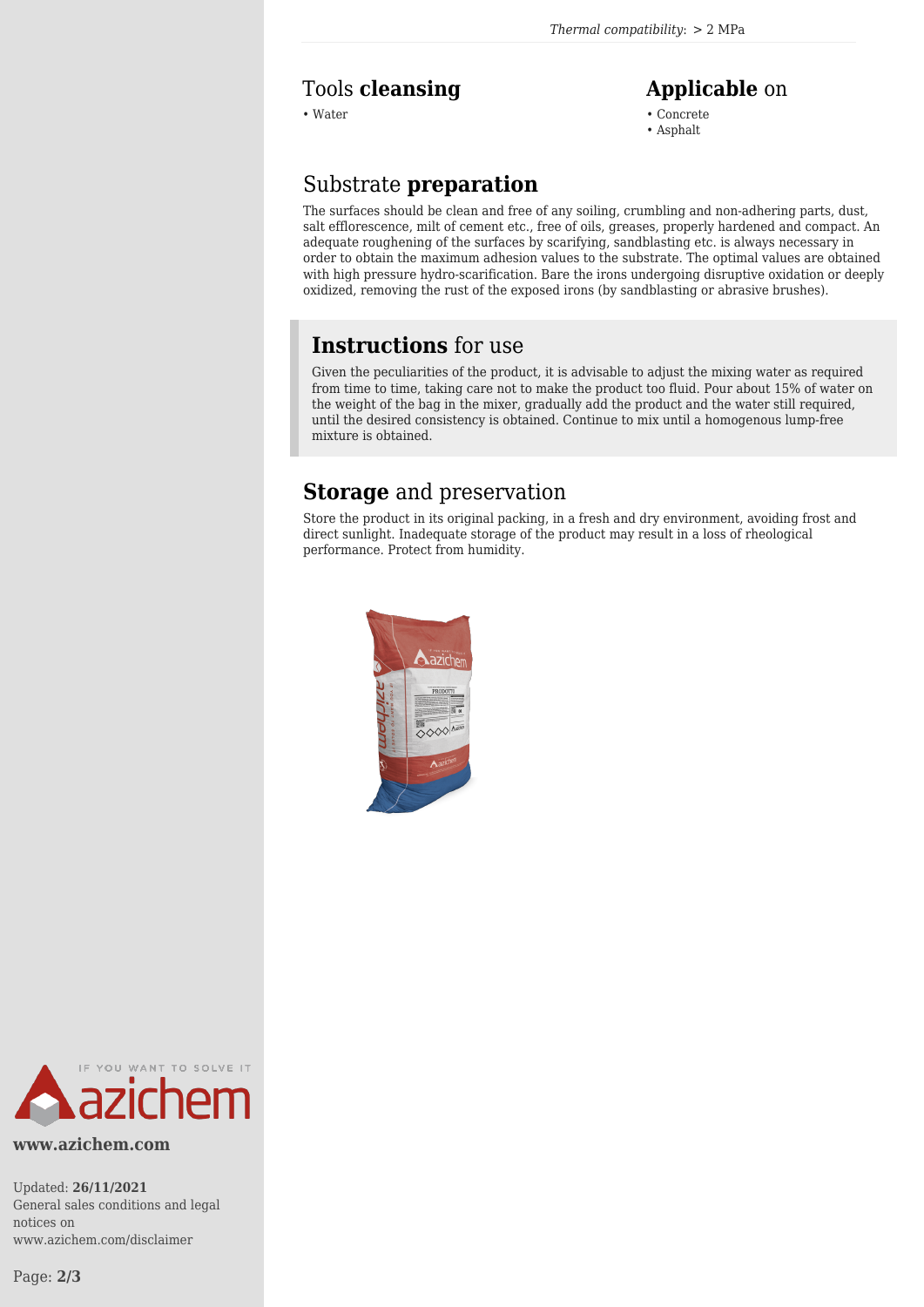*Thermal compatibility*: > 2 MPa

## Tools **cleansing**

- Water

## **Applicable** on

- Concrete
- Asphalt

## Substrate **preparation**

The surfaces should be clean and free of any soiling, crumbling and non-adhering parts, dust, salt efflorescence, milt of cement etc., free of oils, greases, properly hardened and compact. An adequate roughening of the surfaces by scarifying, sandblasting etc. is always necessary in order to obtain the maximum adhesion values to the substrate. The optimal values are obtained with high pressure hydro-scarification. Bare the irons undergoing disruptive oxidation or deeply oxidized, removing the rust of the exposed irons (by sandblasting or abrasive brushes).

## **Instructions** for use

Given the peculiarities of the product, it is advisable to adjust the mixing water as required from time to time, taking care not to make the product too fluid. Pour about 15% of water on the weight of the bag in the mixer, gradually add the product and the water still required, until the desired consistency is obtained. Continue to mix until a homogenous lump-free mixture is obtained.

## **Storage** and preservation

Store the product in its original packing, in a fresh and dry environment, avoiding frost and direct sunlight. Inadequate storage of the product may result in a loss of rheological performance. Protect from humidity.

**www.azichem.com**

Updated: **26/11/2021**
General sales conditions and legal notices on www.azichem.com/disclaimer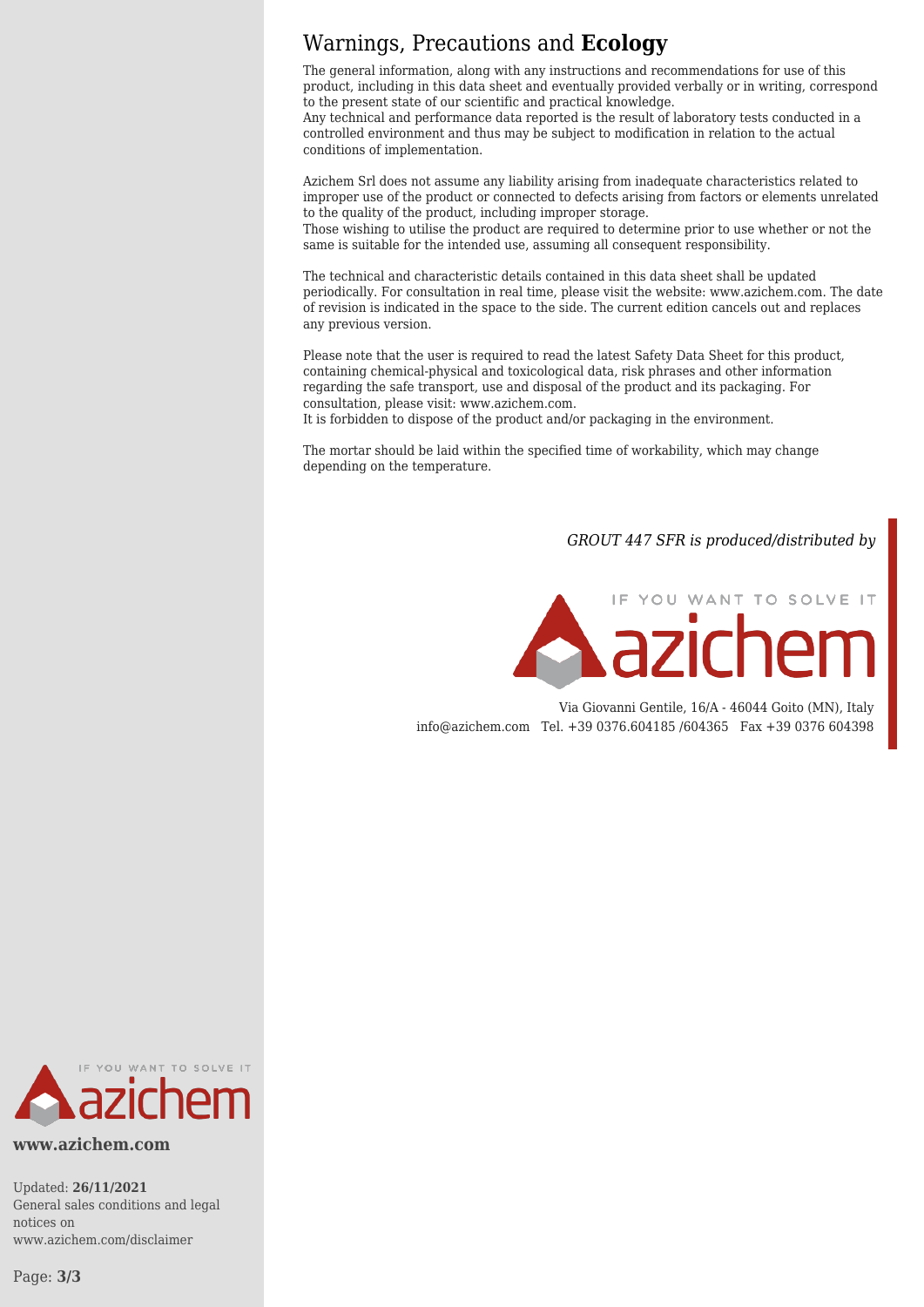# Warnings, Precautions and **Ecology**

The general information, along with any instructions and recommendations for use of this product, including in this data sheet and eventually provided verbally or in writing, correspond to the present state of our scientific and practical knowledge.
Any technical and performance data reported is the result of laboratory tests conducted in a controlled environment and thus may be subject to modification in relation to the actual conditions of implementation.

Azichem Srl does not assume any liability arising from inadequate characteristics related to improper use of the product or connected to defects arising from factors or elements unrelated to the quality of the product, including improper storage.
Those wishing to utilise the product are required to determine prior to use whether or not the same is suitable for the intended use, assuming all consequent responsibility.

The technical and characteristic details contained in this data sheet shall be updated periodically. For consultation in real time, please visit the website: www.azichem.com. The date of revision is indicated in the space to the side. The current edition cancels out and replaces any previous version.

Please note that the user is required to read the latest Safety Data Sheet for this product, containing chemical-physical and toxicological data, risk phrases and other information regarding the safe transport, use and disposal of the product and its packaging. For consultation, please visit: www.azichem.com.
It is forbidden to dispose of the product and/or packaging in the environment.

The mortar should be laid within the specified time of workability, which may change depending on the temperature.

*GROUT 447 SFR is produced/distributed by*

IF YOU WANT TO SOLVE IT
azichem

Via Giovanni Gentile, 16/A - 46044 Goito (MN), Italy
info@azichem.com Tel. +39 0376.604185 /604365 Fax +39 0376 604398

IF YOU WANT TO SOLVE IT
azichem

**www.azichem.com**

Updated: **26/11/2021**
General sales conditions and legal notices on www.azichem.com/disclaimer